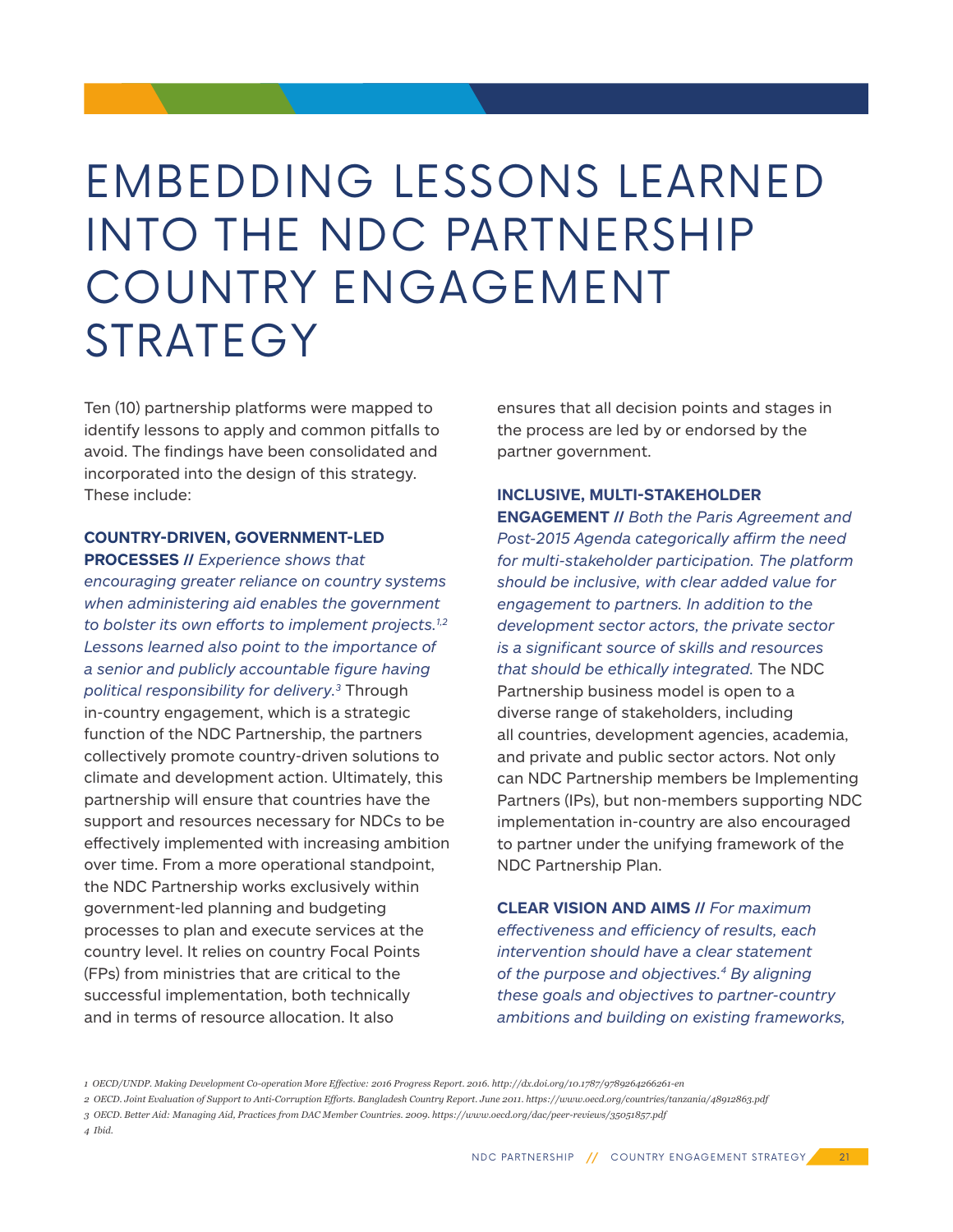# EMBEDDING LESSONS LEARNED INTO THE NDC PARTNERSHIP COUNTRY ENGAGEMENT STRATEGY

Ten (10) partnership platforms were mapped to identify lessons to apply and common pitfalls to avoid. The findings have been consolidated and incorporated into the design of this strategy. These include:

**COUNTRY-DRIVEN, GOVERNMENT-LED PROCESSES //** *Experience shows that encouraging greater reliance on country systems when administering aid enables the government to bolster its own efforts to implement projects.[1,2] Lessons learned also point to the importance of a senior and publicly accountable figure having political responsibility for delivery.[3]* Through in-country engagement, which is a strategic function of the NDC Partnership, the partners collectively promote country-driven solutions to climate and development action. Ultimately, this partnership will ensure that countries have the support and resources necessary for NDCs to be effectively implemented with increasing ambition over time. From a more operational standpoint, the NDC Partnership works exclusively within government-led planning and budgeting processes to plan and execute services at the country level. It relies on country Focal Points (FPs) from ministries that are critical to the successful implementation, both technically and in terms of resource allocation. It also ensures that all decision points and stages in the process are led by or endorsed by the partner government.

**INCLUSIVE, MULTI-STAKEHOLDER ENGAGEMENT //** *Both the Paris Agreement and Post-2015 Agenda categorically affirm the need for multi-stakeholder participation. The platform should be inclusive, with clear added value for engagement to partners. In addition to the development sector actors, the private sector is a significant source of skills and resources that should be ethically integrated.* The NDC Partnership business model is open to a diverse range of stakeholders, including all countries, development agencies, academia, and private and public sector actors. Not only can NDC Partnership members be Implementing Partners (IPs), but non-members supporting NDC implementation in-country are also encouraged to partner under the unifying framework of the NDC Partnership Plan.

**CLEAR VISION AND AIMS //** *For maximum effectiveness and efficiency of results, each intervention should have a clear statement of the purpose and objectives.[4] By aligning these goals and objectives to partner-country ambitions and building on existing frameworks,*

---

1 OECD/UNDP. Making Development Co-operation More Effective: 2016 Progress Report. 2016. http://dx.doi.org/10.1787/9789264266261-en

2 OECD. Joint Evaluation of Support to Anti-Corruption Efforts. Bangladesh Country Report. June 2011. https://www.oecd.org/countries/tanzania/48912863.pdf

3 OECD. Better Aid: Managing Aid, Practices from DAC Member Countries. 2009. https://www.oecd.org/dac/peer-reviews/35051857.pdf

4 Ibid.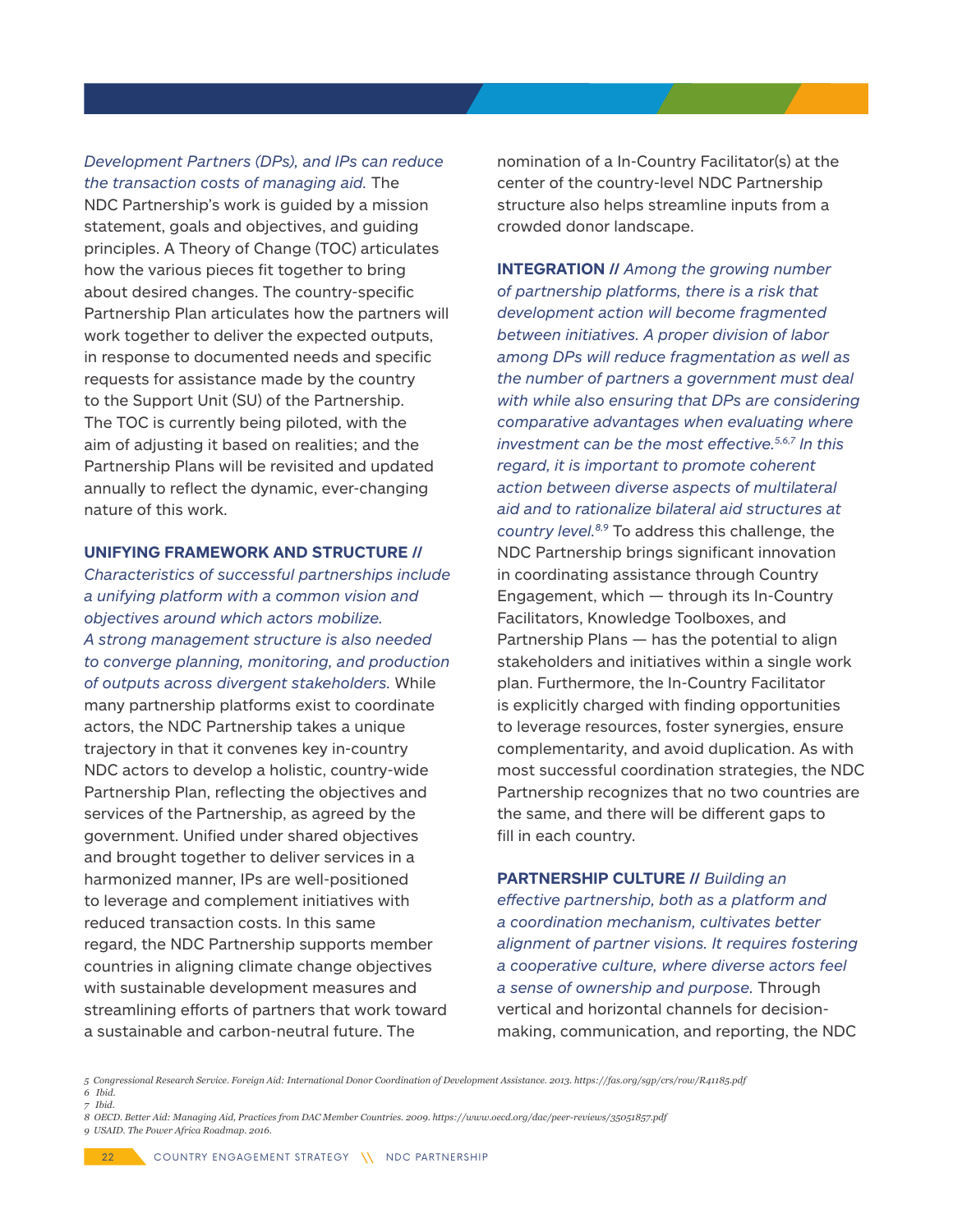*Development Partners (DPs), and IPs can reduce the transaction costs of managing aid.* The NDC Partnership's work is guided by a mission statement, goals and objectives, and guiding principles. A Theory of Change (TOC) articulates how the various pieces fit together to bring about desired changes. The country-specific Partnership Plan articulates how the partners will work together to deliver the expected outputs, in response to documented needs and specific requests for assistance made by the country to the Support Unit (SU) of the Partnership. The TOC is currently being piloted, with the aim of adjusting it based on realities; and the Partnership Plans will be revisited and updated annually to reflect the dynamic, ever-changing nature of this work.

**UNIFYING FRAMEWORK AND STRUCTURE //** *Characteristics of successful partnerships include a unifying platform with a common vision and objectives around which actors mobilize. A strong management structure is also needed to converge planning, monitoring, and production of outputs across divergent stakeholders.* While many partnership platforms exist to coordinate actors, the NDC Partnership takes a unique trajectory in that it convenes key in-country NDC actors to develop a holistic, country-wide Partnership Plan, reflecting the objectives and services of the Partnership, as agreed by the government. Unified under shared objectives and brought together to deliver services in a harmonized manner, IPs are well-positioned to leverage and complement initiatives with reduced transaction costs. In this same regard, the NDC Partnership supports member countries in aligning climate change objectives with sustainable development measures and streamlining efforts of partners that work toward a sustainable and carbon-neutral future. The nomination of a In-Country Facilitator(s) at the center of the country-level NDC Partnership structure also helps streamline inputs from a crowded donor landscape.

**INTEGRATION //** *Among the growing number of partnership platforms, there is a risk that development action will become fragmented between initiatives. A proper division of labor among DPs will reduce fragmentation as well as the number of partners a government must deal with while also ensuring that DPs are considering comparative advantages when evaluating where investment can be the most effective.[5,6,7] In this regard, it is important to promote coherent action between diverse aspects of multilateral aid and to rationalize bilateral aid structures at country level.[8,9]* To address this challenge, the NDC Partnership brings significant innovation in coordinating assistance through Country Engagement, which — through its In-Country Facilitators, Knowledge Toolboxes, and Partnership Plans — has the potential to align stakeholders and initiatives within a single work plan. Furthermore, the In-Country Facilitator is explicitly charged with finding opportunities to leverage resources, foster synergies, ensure complementarity, and avoid duplication. As with most successful coordination strategies, the NDC Partnership recognizes that no two countries are the same, and there will be different gaps to fill in each country.

**PARTNERSHIP CULTURE //** *Building an effective partnership, both as a platform and a coordination mechanism, cultivates better alignment of partner visions. It requires fostering a cooperative culture, where diverse actors feel a sense of ownership and purpose.* Through vertical and horizontal channels for decision-making, communication, and reporting, the NDC

---

5 Congressional Research Service. *Foreign Aid: International Donor Coordination of Development Assistance.* 2013. https://fas.org/sgp/crs/row/R41185.pdf
6 Ibid.
7 Ibid.
8 OECD. *Better Aid: Managing Aid, Practices from DAC Member Countries.* 2009. https://www.oecd.org/dac/peer-reviews/35051857.pdf
9 USAID. *The Power Africa Roadmap.* 2016.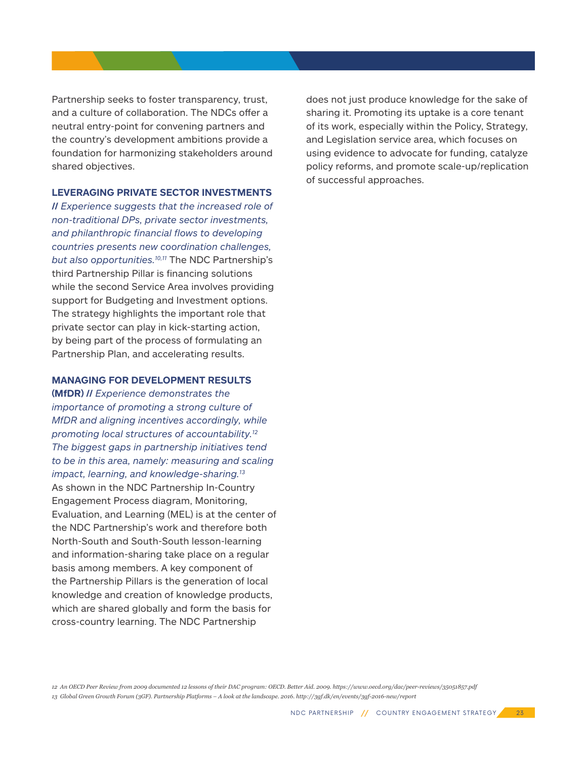Partnership seeks to foster transparency, trust, and a culture of collaboration. The NDCs offer a neutral entry-point for convening partners and the country's development ambitions provide a foundation for harmonizing stakeholders around shared objectives.

**LEVERAGING PRIVATE SECTOR INVESTMENTS** **//** *Experience suggests that the increased role of non-traditional DPs, private sector investments, and philanthropic financial flows to developing countries presents new coordination challenges, but also opportunities.*[10,11] The NDC Partnership's third Partnership Pillar is financing solutions while the second Service Area involves providing support for Budgeting and Investment options. The strategy highlights the important role that private sector can play in kick-starting action, by being part of the process of formulating an Partnership Plan, and accelerating results.

**MANAGING FOR DEVELOPMENT RESULTS (MfDR)** **//** *Experience demonstrates the importance of promoting a strong culture of MfDR and aligning incentives accordingly, while promoting local structures of accountability.*[12] *The biggest gaps in partnership initiatives tend to be in this area, namely: measuring and scaling impact, learning, and knowledge-sharing.*[13] As shown in the NDC Partnership In-Country Engagement Process diagram, Monitoring, Evaluation, and Learning (MEL) is at the center of the NDC Partnership's work and therefore both North-South and South-South lesson-learning and information-sharing take place on a regular basis among members. A key component of the Partnership Pillars is the generation of local knowledge and creation of knowledge products, which are shared globally and form the basis for cross-country learning. The NDC Partnership does not just produce knowledge for the sake of sharing it. Promoting its uptake is a core tenant of its work, especially within the Policy, Strategy, and Legislation service area, which focuses on using evidence to advocate for funding, catalyze policy reforms, and promote scale-up/replication of successful approaches.

*12 An OECD Peer Review from 2009 documented 12 lessons of their DAC program: OECD. Better Aid. 2009. https://www.oecd.org/dac/peer-reviews/35051857.pdf*

*13 Global Green Growth Forum (3GF). Partnership Platforms – A look at the landscape. 2016. http://3gf.dk/en/events/3gf-2016-new/report*